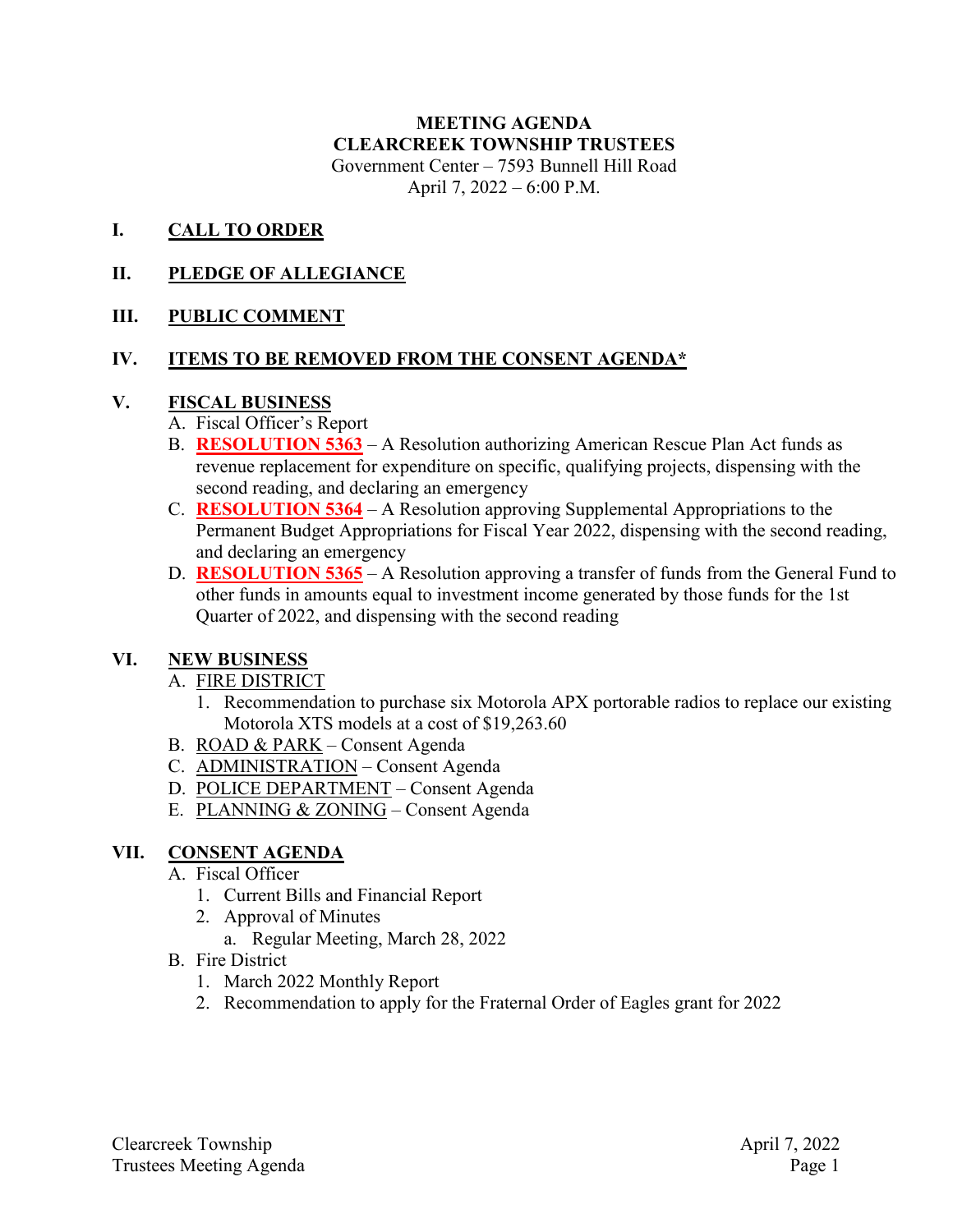**MEETING AGENDA**
**CLEARCREEK TOWNSHIP TRUSTEES**
Government Center – 7593 Bunnell Hill Road
April 7, 2022 – 6:00 P.M.

## I. CALL TO ORDER

## II. PLEDGE OF ALLEGIANCE

## III. PUBLIC COMMENT

## IV. ITEMS TO BE REMOVED FROM THE CONSENT AGENDA*

## V. FISCAL BUSINESS

A. Fiscal Officer's Report

B. **RESOLUTION 5363** – A Resolution authorizing American Rescue Plan Act funds as revenue replacement for expenditure on specific, qualifying projects, dispensing with the second reading, and declaring an emergency

C. **RESOLUTION 5364** – A Resolution approving Supplemental Appropriations to the Permanent Budget Appropriations for Fiscal Year 2022, dispensing with the second reading, and declaring an emergency

D. **RESOLUTION 5365** – A Resolution approving a transfer of funds from the General Fund to other funds in amounts equal to investment income generated by those funds for the 1st Quarter of 2022, and dispensing with the second reading

## VI. NEW BUSINESS

A. FIRE DISTRICT
   1. Recommendation to purchase six Motorola APX portorable radios to replace our existing Motorola XTS models at a cost of $19,263.60

B. ROAD & PARK – Consent Agenda

C. ADMINISTRATION – Consent Agenda

D. POLICE DEPARTMENT – Consent Agenda

E. PLANNING & ZONING – Consent Agenda

## VII. CONSENT AGENDA

A. Fiscal Officer
   1. Current Bills and Financial Report
   2. Approval of Minutes
      a. Regular Meeting, March 28, 2022

B. Fire District
   1. March 2022 Monthly Report
   2. Recommendation to apply for the Fraternal Order of Eagles grant for 2022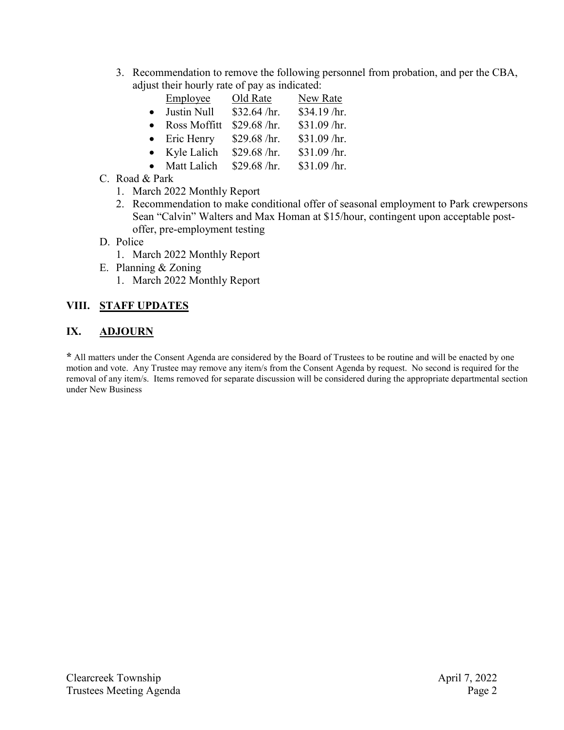3. Recommendation to remove the following personnel from probation, and per the CBA, adjust their hourly rate of pay as indicated:

| Employee | Old Rate | New Rate |
|---|---|---|
| • Justin Null | $32.64 /hr. | $34.19 /hr. |
| • Ross Moffitt | $29.68 /hr. | $31.09 /hr. |
| • Eric Henry | $29.68 /hr. | $31.09 /hr. |
| • Kyle Lalich | $29.68 /hr. | $31.09 /hr. |
| • Matt Lalich | $29.68 /hr. | $31.09 /hr. |

C. Road & Park
   1. March 2022 Monthly Report
   2. Recommendation to make conditional offer of seasonal employment to Park crewpersons Sean "Calvin" Walters and Max Homan at $15/hour, contingent upon acceptable post-offer, pre-employment testing

D. Police
   1. March 2022 Monthly Report

E. Planning & Zoning
   1. March 2022 Monthly Report

## VIII. STAFF UPDATES

## IX. ADJOURN

**\*** All matters under the Consent Agenda are considered by the Board of Trustees to be routine and will be enacted by one motion and vote. Any Trustee may remove any item/s from the Consent Agenda by request. No second is required for the removal of any item/s. Items removed for separate discussion will be considered during the appropriate departmental section under New Business